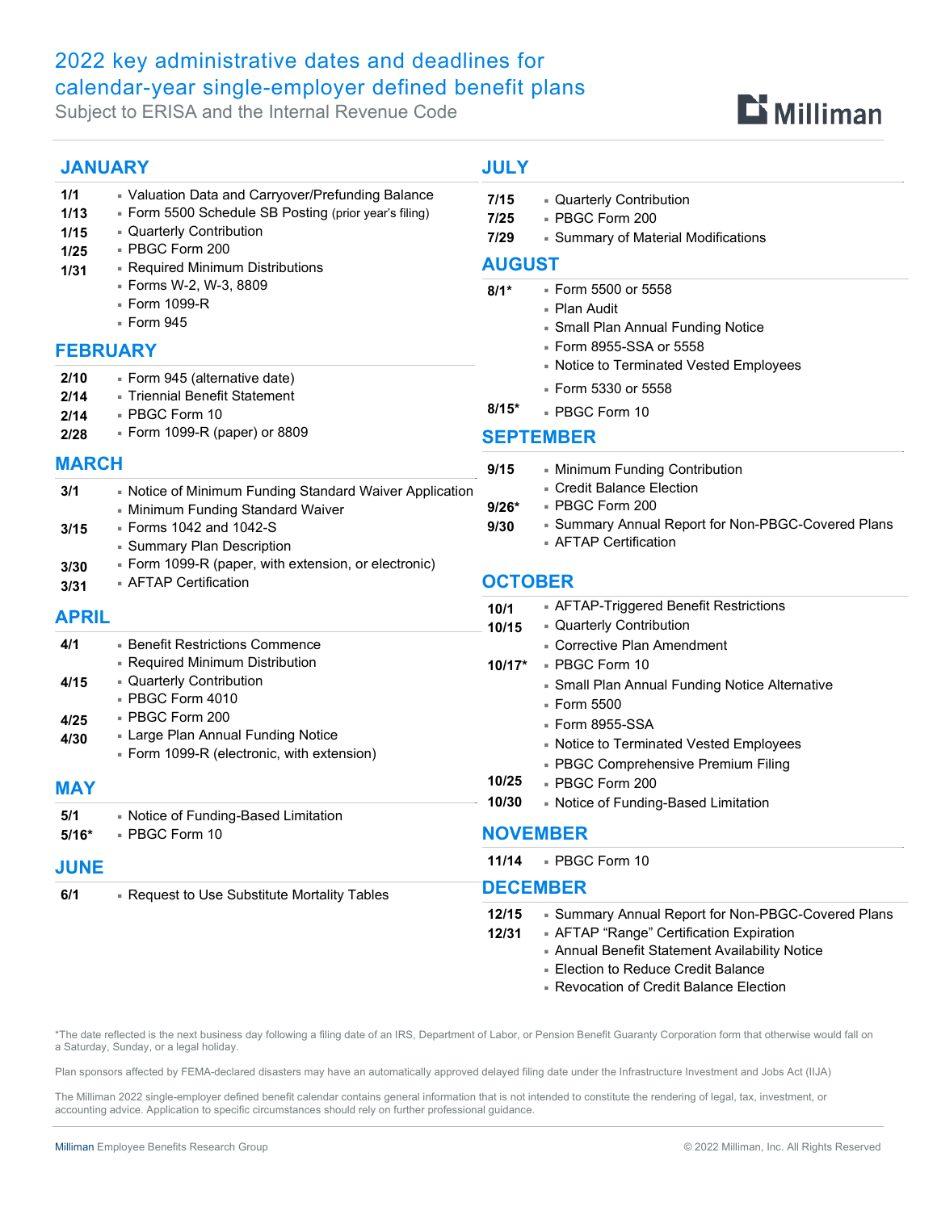# 2022 key administrative dates and deadlines for calendar-year single-employer defined benefit plans

Subject to ERISA and the Internal Revenue Code

Milliman

## JANUARY

- **1/1** ▪ Valuation Data and Carryover/Prefunding Balance
- **1/13** ▪ Form 5500 Schedule SB Posting (prior year's filing)
- **1/15** ▪ Quarterly Contribution
- **1/25** ▪ PBGC Form 200
- **1/31** ▪ Required Minimum Distributions
  - ▪ Forms W-2, W-3, 8809
  - ▪ Form 1099-R
  - ▪ Form 945

## FEBRUARY

- **2/10** ▪ Form 945 (alternative date)
- **2/14** ▪ Triennial Benefit Statement
- **2/14** ▪ PBGC Form 10
- **2/28** ▪ Form 1099-R (paper) or 8809

## MARCH

- **3/1** ▪ Notice of Minimum Funding Standard Waiver Application
  - ▪ Minimum Funding Standard Waiver
- **3/15** ▪ Forms 1042 and 1042-S
  - ▪ Summary Plan Description
- **3/30** ▪ Form 1099-R (paper, with extension, or electronic)
- **3/31** ▪ AFTAP Certification

## APRIL

- **4/1** ▪ Benefit Restrictions Commence
  - ▪ Required Minimum Distribution
- **4/15** ▪ Quarterly Contribution
  - ▪ PBGC Form 4010
- **4/25** ▪ PBGC Form 200
- **4/30** ▪ Large Plan Annual Funding Notice
  - ▪ Form 1099-R (electronic, with extension)

## MAY

- **5/1** ▪ Notice of Funding-Based Limitation
- **5/16*** ▪ PBGC Form 10

## JUNE

- **6/1** ▪ Request to Use Substitute Mortality Tables

## JULY

- **7/15** ▪ Quarterly Contribution
- **7/25** ▪ PBGC Form 200
- **7/29** ▪ Summary of Material Modifications

## AUGUST

- **8/1*** ▪ Form 5500 or 5558
  - ▪ Plan Audit
  - ▪ Small Plan Annual Funding Notice
  - ▪ Form 8955-SSA or 5558
  - ▪ Notice to Terminated Vested Employees
  - ▪ Form 5330 or 5558
- **8/15*** ▪ PBGC Form 10

## SEPTEMBER

- **9/15** ▪ Minimum Funding Contribution
  - ▪ Credit Balance Election
- **9/26*** ▪ PBGC Form 200
- **9/30** ▪ Summary Annual Report for Non-PBGC-Covered Plans
  - ▪ AFTAP Certification

## OCTOBER

- **10/1** ▪ AFTAP-Triggered Benefit Restrictions
- **10/15** ▪ Quarterly Contribution
  - ▪ Corrective Plan Amendment
- **10/17*** ▪ PBGC Form 10
  - ▪ Small Plan Annual Funding Notice Alternative
  - ▪ Form 5500
  - ▪ Form 8955-SSA
  - ▪ Notice to Terminated Vested Employees
  - ▪ PBGC Comprehensive Premium Filing
- **10/25** ▪ PBGC Form 200
- **10/30** ▪ Notice of Funding-Based Limitation

## NOVEMBER

- **11/14** ▪ PBGC Form 10

## DECEMBER

- **12/15** ▪ Summary Annual Report for Non-PBGC-Covered Plans
- **12/31** ▪ AFTAP "Range" Certification Expiration
  - ▪ Annual Benefit Statement Availability Notice
  - ▪ Election to Reduce Credit Balance
  - ▪ Revocation of Credit Balance Election

*The date reflected is the next business day following a filing date of an IRS, Department of Labor, or Pension Benefit Guaranty Corporation form that otherwise would fall on a Saturday, Sunday, or a legal holiday.

Plan sponsors affected by FEMA-declared disasters may have an automatically approved delayed filing date under the Infrastructure Investment and Jobs Act (IIJA)

The Milliman 2022 single-employer defined benefit calendar contains general information that is not intended to constitute the rendering of legal, tax, investment, or accounting advice. Application to specific circumstances should rely on further professional guidance.

Milliman Employee Benefits Research Group

© 2022 Milliman, Inc. All Rights Reserved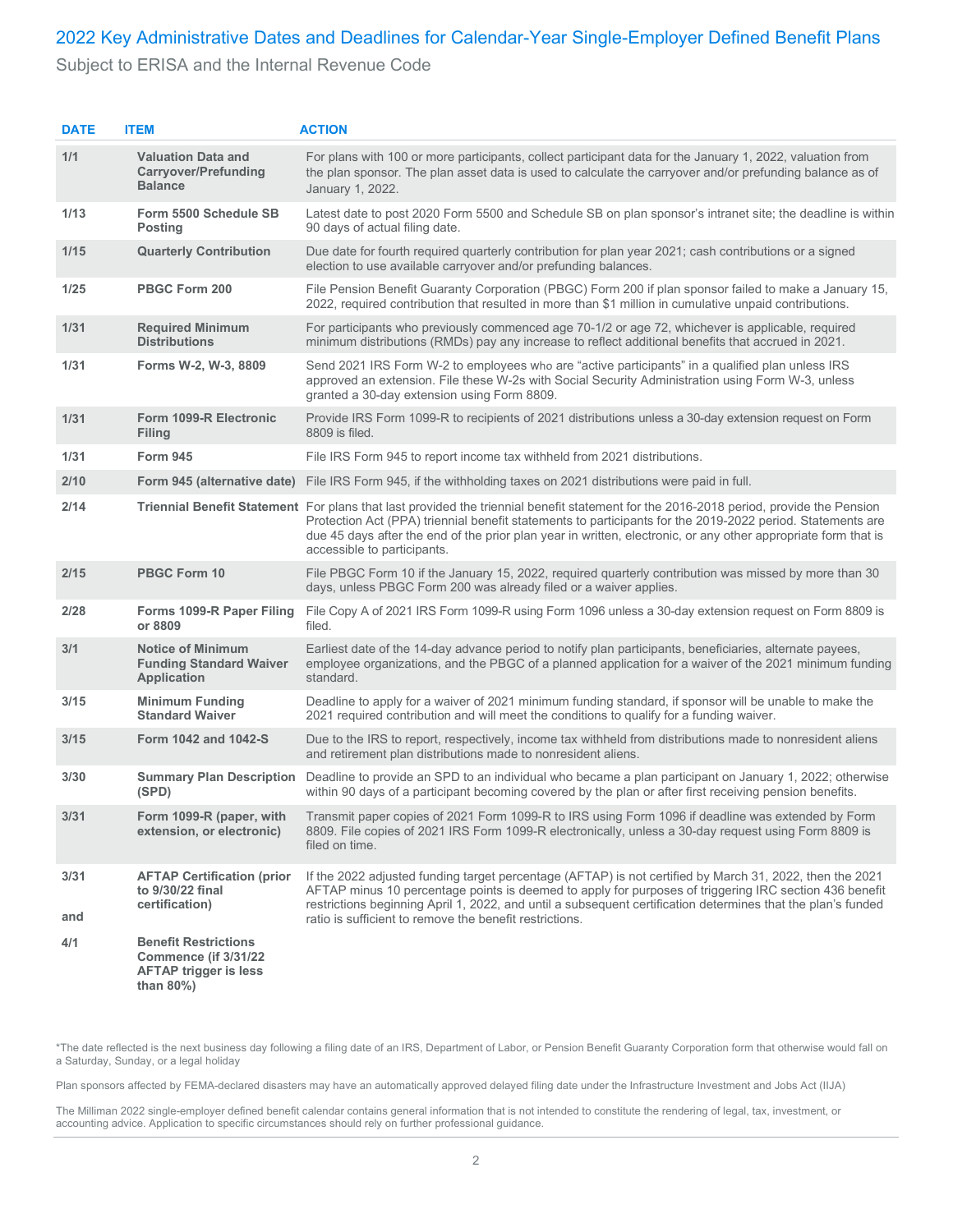# 2022 Key Administrative Dates and Deadlines for Calendar-Year Single-Employer Defined Benefit Plans

Subject to ERISA and the Internal Revenue Code

| DATE | ITEM | ACTION |
|---|---|---|
| 1/1 | **Valuation Data and Carryover/Prefunding Balance** | For plans with 100 or more participants, collect participant data for the January 1, 2022, valuation from the plan sponsor. The plan asset data is used to calculate the carryover and/or prefunding balance as of January 1, 2022. |
| 1/13 | **Form 5500 Schedule SB Posting** | Latest date to post 2020 Form 5500 and Schedule SB on plan sponsor's intranet site; the deadline is within 90 days of actual filing date. |
| 1/15 | **Quarterly Contribution** | Due date for fourth required quarterly contribution for plan year 2021; cash contributions or a signed election to use available carryover and/or prefunding balances. |
| 1/25 | **PBGC Form 200** | File Pension Benefit Guaranty Corporation (PBGC) Form 200 if plan sponsor failed to make a January 15, 2022, required contribution that resulted in more than $1 million in cumulative unpaid contributions. |
| 1/31 | **Required Minimum Distributions** | For participants who previously commenced age 70-1/2 or age 72, whichever is applicable, required minimum distributions (RMDs) pay any increase to reflect additional benefits that accrued in 2021. |
| 1/31 | **Forms W-2, W-3, 8809** | Send 2021 IRS Form W-2 to employees who are "active participants" in a qualified plan unless IRS approved an extension. File these W-2s with Social Security Administration using Form W-3, unless granted a 30-day extension using Form 8809. |
| 1/31 | **Form 1099-R Electronic Filing** | Provide IRS Form 1099-R to recipients of 2021 distributions unless a 30-day extension request on Form 8809 is filed. |
| 1/31 | **Form 945** | File IRS Form 945 to report income tax withheld from 2021 distributions. |
| 2/10 | **Form 945 (alternative date)** | File IRS Form 945, if the withholding taxes on 2021 distributions were paid in full. |
| 2/14 | **Triennial Benefit Statement** | For plans that last provided the triennial benefit statement for the 2016-2018 period, provide the Pension Protection Act (PPA) triennial benefit statements to participants for the 2019-2022 period. Statements are due 45 days after the end of the prior plan year in written, electronic, or any other appropriate form that is accessible to participants. |
| 2/15 | **PBGC Form 10** | File PBGC Form 10 if the January 15, 2022, required quarterly contribution was missed by more than 30 days, unless PBGC Form 200 was already filed or a waiver applies. |
| 2/28 | **Forms 1099-R Paper Filing or 8809** | File Copy A of 2021 IRS Form 1099-R using Form 1096 unless a 30-day extension request on Form 8809 is filed. |
| 3/1 | **Notice of Minimum Funding Standard Waiver Application** | Earliest date of the 14-day advance period to notify plan participants, beneficiaries, alternate payees, employee organizations, and the PBGC of a planned application for a waiver of the 2021 minimum funding standard. |
| 3/15 | **Minimum Funding Standard Waiver** | Deadline to apply for a waiver of 2021 minimum funding standard, if sponsor will be unable to make the 2021 required contribution and will meet the conditions to qualify for a funding waiver. |
| 3/15 | **Form 1042 and 1042-S** | Due to the IRS to report, respectively, income tax withheld from distributions made to nonresident aliens and retirement plan distributions made to nonresident aliens. |
| 3/30 | **Summary Plan Description (SPD)** | Deadline to provide an SPD to an individual who became a plan participant on January 1, 2022; otherwise within 90 days of a participant becoming covered by the plan or after first receiving pension benefits. |
| 3/31 | **Form 1099-R (paper, with extension, or electronic)** | Transmit paper copies of 2021 Form 1099-R to IRS using Form 1096 if deadline was extended by Form 8809. File copies of 2021 IRS Form 1099-R electronically, unless a 30-day request using Form 8809 is filed on time. |
| 3/31 and 4/1 | **AFTAP Certification (prior to 9/30/22 final certification)** and **Benefit Restrictions Commence (if 3/31/22 AFTAP trigger is less than 80%)** | If the 2022 adjusted funding target percentage (AFTAP) is not certified by March 31, 2022, then the 2021 AFTAP minus 10 percentage points is deemed to apply for purposes of triggering IRC section 436 benefit restrictions beginning April 1, 2022, and until a subsequent certification determines that the plan's funded ratio is sufficient to remove the benefit restrictions. |

*The date reflected is the next business day following a filing date of an IRS, Department of Labor, or Pension Benefit Guaranty Corporation form that otherwise would fall on a Saturday, Sunday, or a legal holiday

Plan sponsors affected by FEMA-declared disasters may have an automatically approved delayed filing date under the Infrastructure Investment and Jobs Act (IIJA)

The Milliman 2022 single-employer defined benefit calendar contains general information that is not intended to constitute the rendering of legal, tax, investment, or accounting advice. Application to specific circumstances should rely on further professional guidance.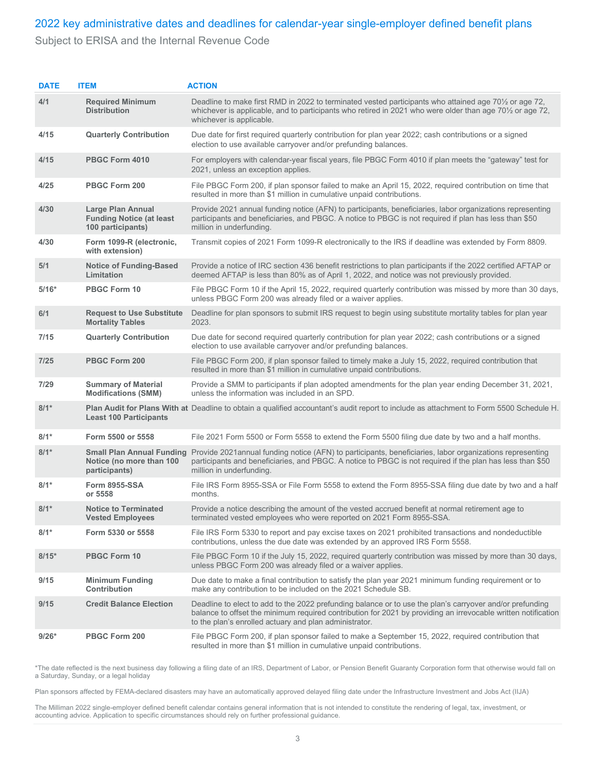# 2022 key administrative dates and deadlines for calendar-year single-employer defined benefit plans

Subject to ERISA and the Internal Revenue Code

| DATE | ITEM | ACTION |
|---|---|---|
| 4/1 | **Required Minimum Distribution** | Deadline to make first RMD in 2022 to terminated vested participants who attained age 70½ or age 72, whichever is applicable, and to participants who retired in 2021 who were older than age 70½ or age 72, whichever is applicable. |
| 4/15 | **Quarterly Contribution** | Due date for first required quarterly contribution for plan year 2022; cash contributions or a signed election to use available carryover and/or prefunding balances. |
| 4/15 | **PBGC Form 4010** | For employers with calendar-year fiscal years, file PBGC Form 4010 if plan meets the "gateway" test for 2021, unless an exception applies. |
| 4/25 | **PBGC Form 200** | File PBGC Form 200, if plan sponsor failed to make an April 15, 2022, required contribution on time that resulted in more than $1 million in cumulative unpaid contributions. |
| 4/30 | **Large Plan Annual Funding Notice (at least 100 participants)** | Provide 2021 annual funding notice (AFN) to participants, beneficiaries, labor organizations representing participants and beneficiaries, and PBGC. A notice to PBGC is not required if plan has less than $50 million in underfunding. |
| 4/30 | **Form 1099-R (electronic, with extension)** | Transmit copies of 2021 Form 1099-R electronically to the IRS if deadline was extended by Form 8809. |
| 5/1 | **Notice of Funding-Based Limitation** | Provide a notice of IRC section 436 benefit restrictions to plan participants if the 2022 certified AFTAP or deemed AFTAP is less than 80% as of April 1, 2022, and notice was not previously provided. |
| 5/16* | **PBGC Form 10** | File PBGC Form 10 if the April 15, 2022, required quarterly contribution was missed by more than 30 days, unless PBGC Form 200 was already filed or a waiver applies. |
| 6/1 | **Request to Use Substitute Mortality Tables** | Deadline for plan sponsors to submit IRS request to begin using substitute mortality tables for plan year 2023. |
| 7/15 | **Quarterly Contribution** | Due date for second required quarterly contribution for plan year 2022; cash contributions or a signed election to use available carryover and/or prefunding balances. |
| 7/25 | **PBGC Form 200** | File PBGC Form 200, if plan sponsor failed to timely make a July 15, 2022, required contribution that resulted in more than $1 million in cumulative unpaid contributions. |
| 7/29 | **Summary of Material Modifications (SMM)** | Provide a SMM to participants if plan adopted amendments for the plan year ending December 31, 2021, unless the information was included in an SPD. |
| 8/1* | **Plan Audit for Plans With at Least 100 Participants** | Deadline to obtain a qualified accountant's audit report to include as attachment to Form 5500 Schedule H. |
| 8/1* | **Form 5500 or 5558** | File 2021 Form 5500 or Form 5558 to extend the Form 5500 filing due date by two and a half months. |
| 8/1* | **Small Plan Annual Funding Notice (no more than 100 participants)** | Provide 2021annual funding notice (AFN) to participants, beneficiaries, labor organizations representing participants and beneficiaries, and PBGC. A notice to PBGC is not required if the plan has less than $50 million in underfunding. |
| 8/1* | **Form 8955-SSA or 5558** | File IRS Form 8955-SSA or File Form 5558 to extend the Form 8955-SSA filing due date by two and a half months. |
| 8/1* | **Notice to Terminated Vested Employees** | Provide a notice describing the amount of the vested accrued benefit at normal retirement age to terminated vested employees who were reported on 2021 Form 8955-SSA. |
| 8/1* | **Form 5330 or 5558** | File IRS Form 5330 to report and pay excise taxes on 2021 prohibited transactions and nondeductible contributions, unless the due date was extended by an approved IRS Form 5558. |
| 8/15* | **PBGC Form 10** | File PBGC Form 10 if the July 15, 2022, required quarterly contribution was missed by more than 30 days, unless PBGC Form 200 was already filed or a waiver applies. |
| 9/15 | **Minimum Funding Contribution** | Due date to make a final contribution to satisfy the plan year 2021 minimum funding requirement or to make any contribution to be included on the 2021 Schedule SB. |
| 9/15 | **Credit Balance Election** | Deadline to elect to add to the 2022 prefunding balance or to use the plan's carryover and/or prefunding balance to offset the minimum required contribution for 2021 by providing an irrevocable written notification to the plan's enrolled actuary and plan administrator. |
| 9/26* | **PBGC Form 200** | File PBGC Form 200, if plan sponsor failed to make a September 15, 2022, required contribution that resulted in more than $1 million in cumulative unpaid contributions. |

*The date reflected is the next business day following a filing date of an IRS, Department of Labor, or Pension Benefit Guaranty Corporation form that otherwise would fall on a Saturday, Sunday, or a legal holiday

Plan sponsors affected by FEMA-declared disasters may have an automatically approved delayed filing date under the Infrastructure Investment and Jobs Act (IIJA)

The Milliman 2022 single-employer defined benefit calendar contains general information that is not intended to constitute the rendering of legal, tax, investment, or accounting advice. Application to specific circumstances should rely on further professional guidance.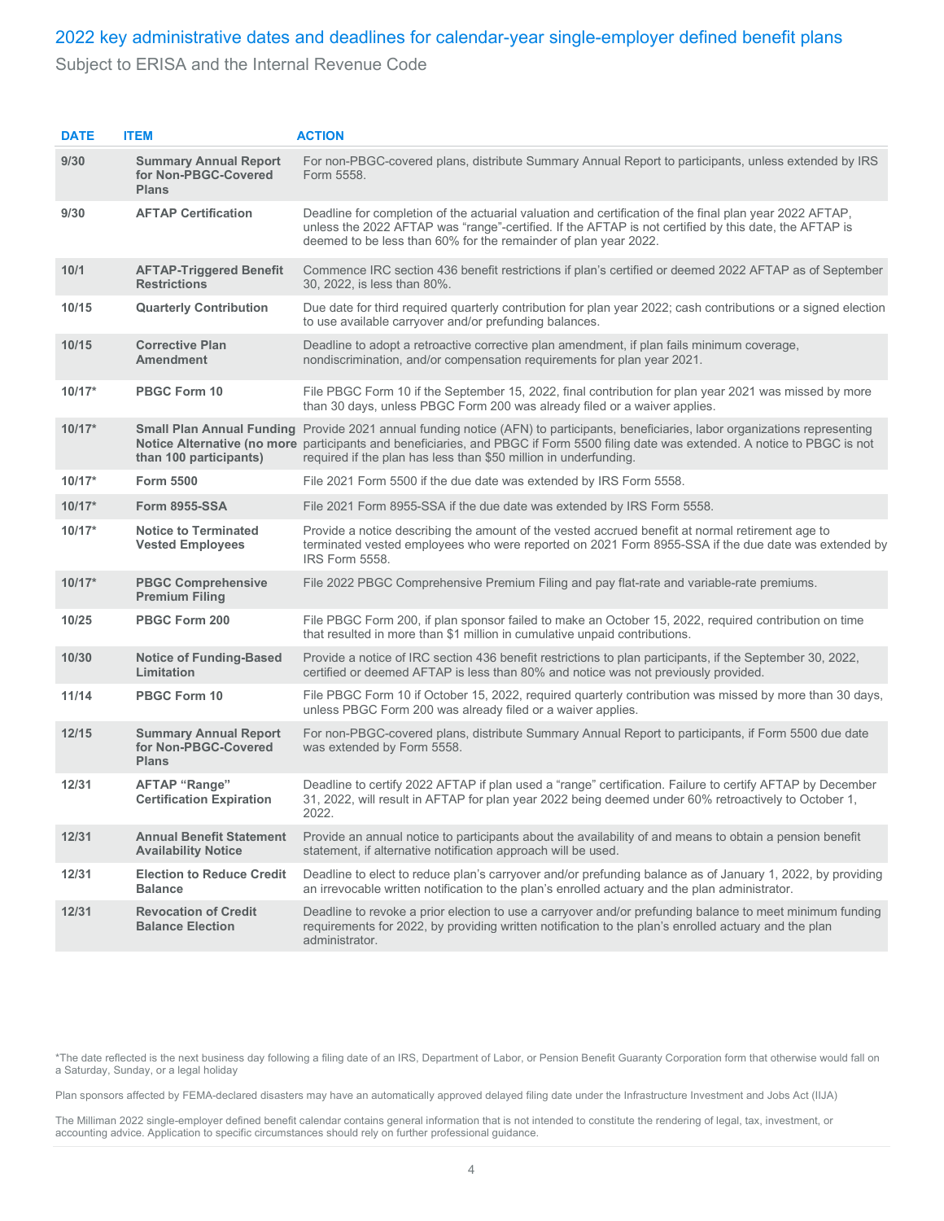# 2022 key administrative dates and deadlines for calendar-year single-employer defined benefit plans

Subject to ERISA and the Internal Revenue Code

| DATE | ITEM | ACTION |
| --- | --- | --- |
| 9/30 | **Summary Annual Report for Non-PBGC-Covered Plans** | For non-PBGC-covered plans, distribute Summary Annual Report to participants, unless extended by IRS Form 5558. |
| 9/30 | **AFTAP Certification** | Deadline for completion of the actuarial valuation and certification of the final plan year 2022 AFTAP, unless the 2022 AFTAP was "range"-certified. If the AFTAP is not certified by this date, the AFTAP is deemed to be less than 60% for the remainder of plan year 2022. |
| 10/1 | **AFTAP-Triggered Benefit Restrictions** | Commence IRC section 436 benefit restrictions if plan's certified or deemed 2022 AFTAP as of September 30, 2022, is less than 80%. |
| 10/15 | **Quarterly Contribution** | Due date for third required quarterly contribution for plan year 2022; cash contributions or a signed election to use available carryover and/or prefunding balances. |
| 10/15 | **Corrective Plan Amendment** | Deadline to adopt a retroactive corrective plan amendment, if plan fails minimum coverage, nondiscrimination, and/or compensation requirements for plan year 2021. |
| 10/17* | **PBGC Form 10** | File PBGC Form 10 if the September 15, 2022, final contribution for plan year 2021 was missed by more than 30 days, unless PBGC Form 200 was already filed or a waiver applies. |
| 10/17* | **Small Plan Annual Funding Notice Alternative (no more than 100 participants)** | Provide 2021 annual funding notice (AFN) to participants, beneficiaries, labor organizations representing participants and beneficiaries, and PBGC if Form 5500 filing date was extended. A notice to PBGC is not required if the plan has less than $50 million in underfunding. |
| 10/17* | **Form 5500** | File 2021 Form 5500 if the due date was extended by IRS Form 5558. |
| 10/17* | **Form 8955-SSA** | File 2021 Form 8955-SSA if the due date was extended by IRS Form 5558. |
| 10/17* | **Notice to Terminated Vested Employees** | Provide a notice describing the amount of the vested accrued benefit at normal retirement age to terminated vested employees who were reported on 2021 Form 8955-SSA if the due date was extended by IRS Form 5558. |
| 10/17* | **PBGC Comprehensive Premium Filing** | File 2022 PBGC Comprehensive Premium Filing and pay flat-rate and variable-rate premiums. |
| 10/25 | **PBGC Form 200** | File PBGC Form 200, if plan sponsor failed to make an October 15, 2022, required contribution on time that resulted in more than $1 million in cumulative unpaid contributions. |
| 10/30 | **Notice of Funding-Based Limitation** | Provide a notice of IRC section 436 benefit restrictions to plan participants, if the September 30, 2022, certified or deemed AFTAP is less than 80% and notice was not previously provided. |
| 11/14 | **PBGC Form 10** | File PBGC Form 10 if October 15, 2022, required quarterly contribution was missed by more than 30 days, unless PBGC Form 200 was already filed or a waiver applies. |
| 12/15 | **Summary Annual Report for Non-PBGC-Covered Plans** | For non-PBGC-covered plans, distribute Summary Annual Report to participants, if Form 5500 due date was extended by Form 5558. |
| 12/31 | **AFTAP "Range" Certification Expiration** | Deadline to certify 2022 AFTAP if plan used a "range" certification. Failure to certify AFTAP by December 31, 2022, will result in AFTAP for plan year 2022 being deemed under 60% retroactively to October 1, 2022. |
| 12/31 | **Annual Benefit Statement Availability Notice** | Provide an annual notice to participants about the availability of and means to obtain a pension benefit statement, if alternative notification approach will be used. |
| 12/31 | **Election to Reduce Credit Balance** | Deadline to elect to reduce plan's carryover and/or prefunding balance as of January 1, 2022, by providing an irrevocable written notification to the plan's enrolled actuary and the plan administrator. |
| 12/31 | **Revocation of Credit Balance Election** | Deadline to revoke a prior election to use a carryover and/or prefunding balance to meet minimum funding requirements for 2022, by providing written notification to the plan's enrolled actuary and the plan administrator. |

*The date reflected is the next business day following a filing date of an IRS, Department of Labor, or Pension Benefit Guaranty Corporation form that otherwise would fall on a Saturday, Sunday, or a legal holiday

Plan sponsors affected by FEMA-declared disasters may have an automatically approved delayed filing date under the Infrastructure Investment and Jobs Act (IIJA)

The Milliman 2022 single-employer defined benefit calendar contains general information that is not intended to constitute the rendering of legal, tax, investment, or accounting advice. Application to specific circumstances should rely on further professional guidance.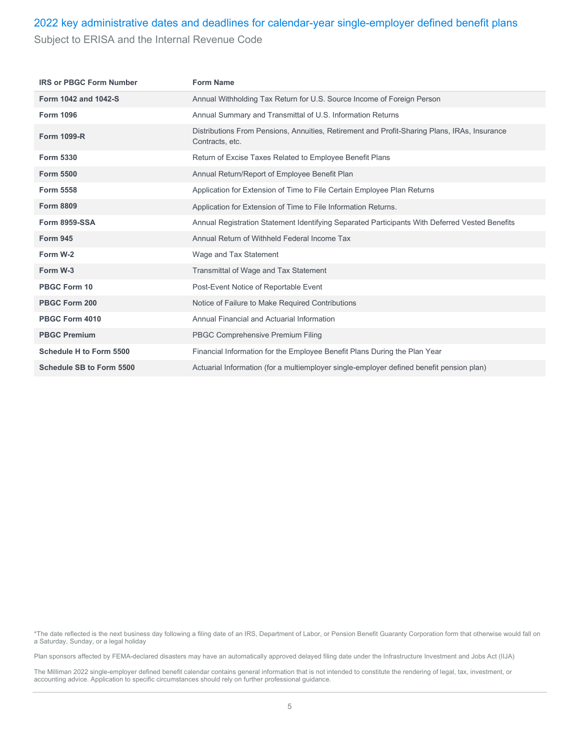## 2022 key administrative dates and deadlines for calendar-year single-employer defined benefit plans

Subject to ERISA and the Internal Revenue Code

| IRS or PBGC Form Number | Form Name |
|---|---|
| **Form 1042 and 1042-S** | Annual Withholding Tax Return for U.S. Source Income of Foreign Person |
| **Form 1096** | Annual Summary and Transmittal of U.S. Information Returns |
| **Form 1099-R** | Distributions From Pensions, Annuities, Retirement and Profit-Sharing Plans, IRAs, Insurance Contracts, etc. |
| **Form 5330** | Return of Excise Taxes Related to Employee Benefit Plans |
| **Form 5500** | Annual Return/Report of Employee Benefit Plan |
| **Form 5558** | Application for Extension of Time to File Certain Employee Plan Returns |
| **Form 8809** | Application for Extension of Time to File Information Returns. |
| **Form 8959-SSA** | Annual Registration Statement Identifying Separated Participants With Deferred Vested Benefits |
| **Form 945** | Annual Return of Withheld Federal Income Tax |
| **Form W-2** | Wage and Tax Statement |
| **Form W-3** | Transmittal of Wage and Tax Statement |
| **PBGC Form 10** | Post-Event Notice of Reportable Event |
| **PBGC Form 200** | Notice of Failure to Make Required Contributions |
| **PBGC Form 4010** | Annual Financial and Actuarial Information |
| **PBGC Premium** | PBGC Comprehensive Premium Filing |
| **Schedule H to Form 5500** | Financial Information for the Employee Benefit Plans During the Plan Year |
| **Schedule SB to Form 5500** | Actuarial Information (for a multiemployer single-employer defined benefit pension plan) |

*The date reflected is the next business day following a filing date of an IRS, Department of Labor, or Pension Benefit Guaranty Corporation form that otherwise would fall on a Saturday, Sunday, or a legal holiday

Plan sponsors affected by FEMA-declared disasters may have an automatically approved delayed filing date under the Infrastructure Investment and Jobs Act (IIJA)

The Milliman 2022 single-employer defined benefit calendar contains general information that is not intended to constitute the rendering of legal, tax, investment, or accounting advice. Application to specific circumstances should rely on further professional guidance.